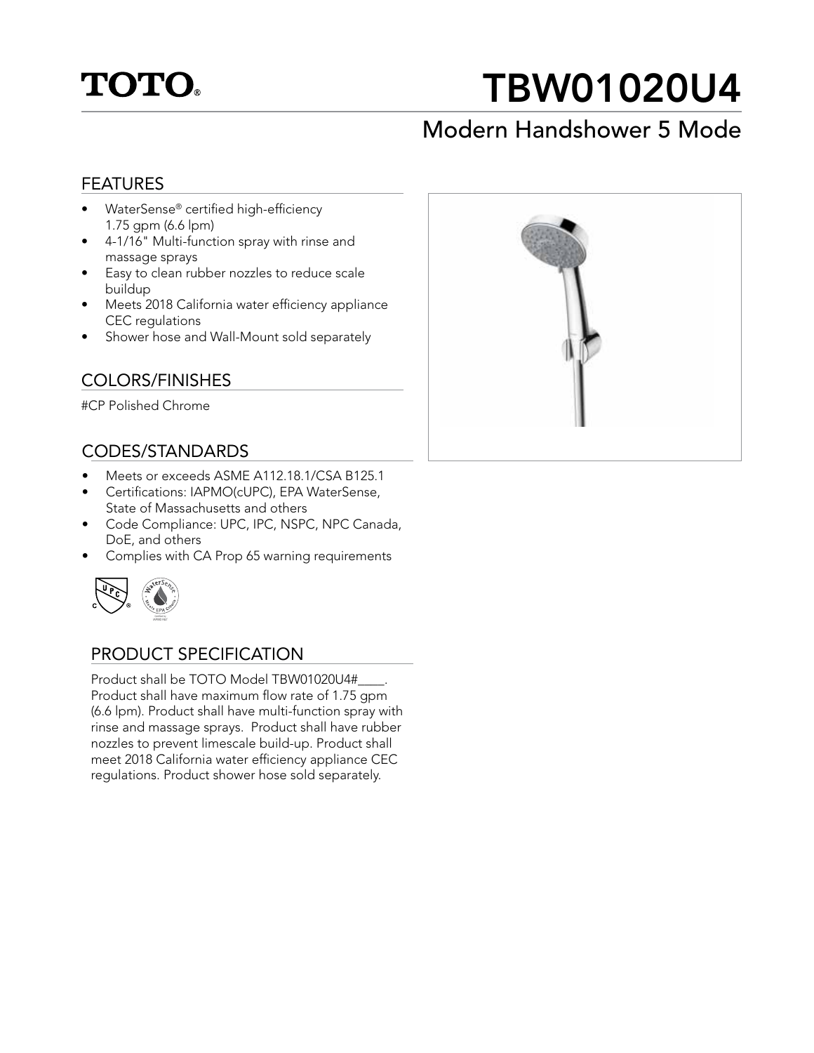# TOTO®

# TBW01020U4

## Modern Handshower 5 Mode

### FEATURES

- WaterSense® certified high-efficiency 1.75 gpm (6.6 lpm)
- 4-1/16" Multi-function spray with rinse and massage sprays
- Easy to clean rubber nozzles to reduce scale buildup
- Meets 2018 California water efficiency appliance CEC regulations
- Shower hose and Wall-Mount sold separately

### COLORS/FINISHES

#CP Polished Chrome

### CODES/STANDARDS

- Meets or exceeds ASME A112.18.1/CSA B125.1
- Certifications: IAPMO(cUPC), EPA WaterSense, State of Massachusetts and others
- Code Compliance: UPC, IPC, NSPC, NPC Canada, DoE, and others
- Complies with CA Prop 65 warning requirements

### PRODUCT SPECIFICATION

Product shall be TOTO Model TBW01020U4#____. Product shall have maximum flow rate of 1.75 gpm (6.6 lpm). Product shall have multi-function spray with rinse and massage sprays. Product shall have rubber nozzles to prevent limescale build-up. Product shall meet 2018 California water efficiency appliance CEC regulations. Product shower hose sold separately.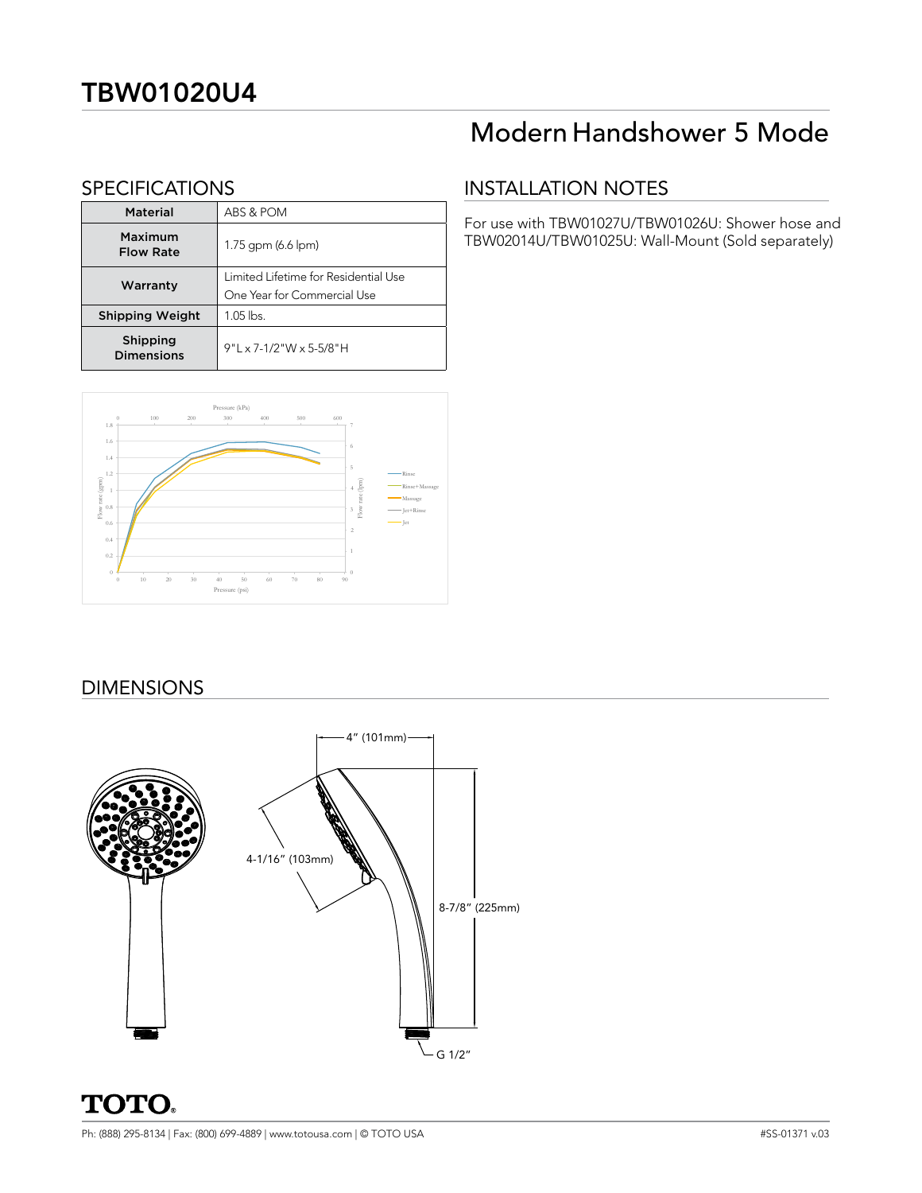# TBW01020U4

## Modern Handshower 5 Mode

## SPECIFICATIONS

| | |
|---|---|
| **Material** | ABS & POM |
| **Maximum Flow Rate** | 1.75 gpm (6.6 lpm) |
| **Warranty** | Limited Lifetime for Residential Use<br>One Year for Commercial Use |
| **Shipping Weight** | 1.05 lbs. |
| **Shipping Dimensions** | 9"L x 7-1/2"W x 5-5/8"H |

Pressure (kPa)

0 100 200 300 400 500 600

Flow rate (gpm)

0 0.2 0.4 0.6 0.8 1 1.2 1.4 1.6 1.8

Flow rate (lpm)

0 1 2 3 4 5 6 7

Pressure (psi)

0 10 20 30 40 50 60 70 80 90

Rinse

Rinse+Massage

Massage

Jet+Rinse

Jet

## INSTALLATION NOTES

For use with TBW01027U/TBW01026U: Shower hose and TBW02014U/TBW01025U: Wall-Mount (Sold separately)

## DIMENSIONS

4" (101mm)

4-1/16" (103mm)

8-7/8" (225mm)

G 1/2"

**TOTO.**

Ph: (888) 295-8134 | Fax: (800) 699-4889 | www.totousa.com | © TOTO USA

#SS-01371 v.03